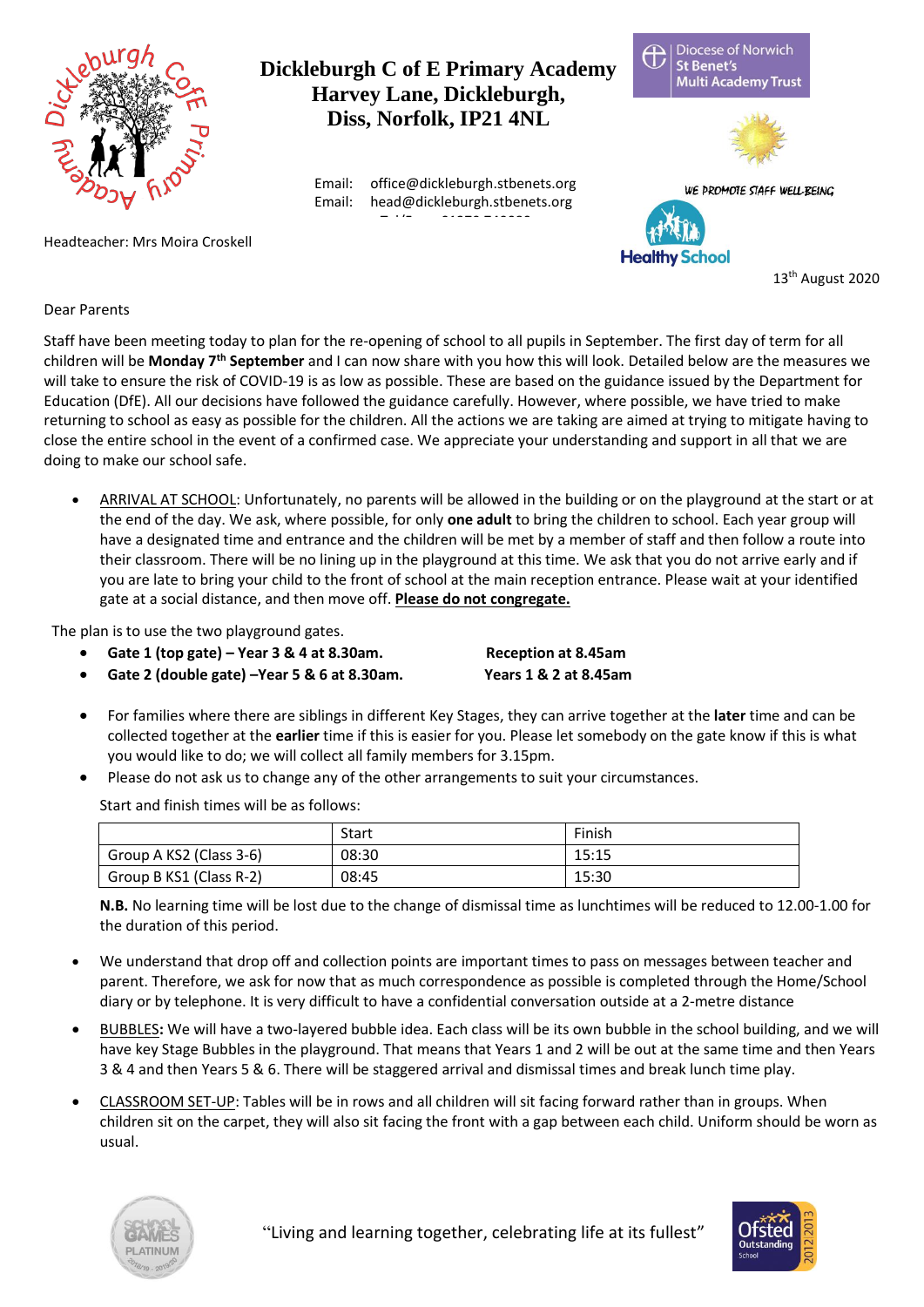# Dickleburgh C of E Primary Academy
# Harvey Lane, Dickleburgh, Diss, Norfolk, IP21 4NL

Diocese of Norwich St Benet's Multi Academy Trust

Email: office@dickleburgh.stbenets.org
Email: head@dickleburgh.stbenets.org

WE PROMOTE STAFF WELL-BEING

Healthy School

Headteacher: Mrs Moira Croskell

13th August 2020

Dear Parents

Staff have been meeting today to plan for the re-opening of school to all pupils in September. The first day of term for all children will be **Monday 7th September** and I can now share with you how this will look. Detailed below are the measures we will take to ensure the risk of COVID-19 is as low as possible. These are based on the guidance issued by the Department for Education (DfE). All our decisions have followed the guidance carefully. However, where possible, we have tried to make returning to school as easy as possible for the children. All the actions we are taking are aimed at trying to mitigate having to close the entire school in the event of a confirmed case. We appreciate your understanding and support in all that we are doing to make our school safe.

- ARRIVAL AT SCHOOL: Unfortunately, no parents will be allowed in the building or on the playground at the start or at the end of the day. We ask, where possible, for only **one adult** to bring the children to school. Each year group will have a designated time and entrance and the children will be met by a member of staff and then follow a route into their classroom. There will be no lining up in the playground at this time. We ask that you do not arrive early and if you are late to bring your child to the front of school at the main reception entrance. Please wait at your identified gate at a social distance, and then move off. **Please do not congregate.**

The plan is to use the two playground gates.

- **Gate 1 (top gate) – Year 3 & 4 at 8.30am.** **Reception at 8.45am**
- **Gate 2 (double gate) –Year 5 & 6 at 8.30am.** **Years 1 & 2 at 8.45am**

- For families where there are siblings in different Key Stages, they can arrive together at the **later** time and can be collected together at the **earlier** time if this is easier for you. Please let somebody on the gate know if this is what you would like to do; we will collect all family members for 3.15pm.
- Please do not ask us to change any of the other arrangements to suit your circumstances.

Start and finish times will be as follows:

| | Start | Finish |
|---|---|---|
| Group A KS2 (Class 3-6) | 08:30 | 15:15 |
| Group B KS1 (Class R-2) | 08:45 | 15:30 |

**N.B.** No learning time will be lost due to the change of dismissal time as lunchtimes will be reduced to 12.00-1.00 for the duration of this period.

- We understand that drop off and collection points are important times to pass on messages between teacher and parent. Therefore, we ask for now that as much correspondence as possible is completed through the Home/School diary or by telephone. It is very difficult to have a confidential conversation outside at a 2-metre distance
- BUBBLES**:** We will have a two-layered bubble idea. Each class will be its own bubble in the school building, and we will have key Stage Bubbles in the playground. That means that Years 1 and 2 will be out at the same time and then Years 3 & 4 and then Years 5 & 6. There will be staggered arrival and dismissal times and break lunch time play.
- CLASSROOM SET-UP: Tables will be in rows and all children will sit facing forward rather than in groups. When children sit on the carpet, they will also sit facing the front with a gap between each child. Uniform should be worn as usual.

"Living and learning together, celebrating life at its fullest"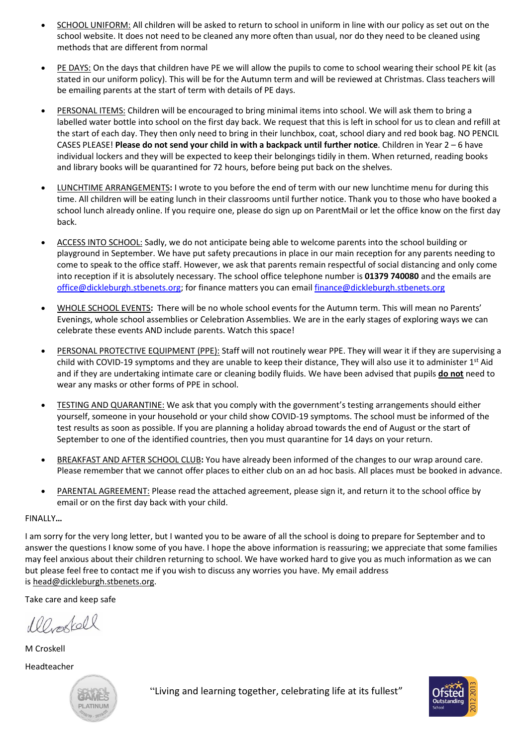- SCHOOL UNIFORM: All children will be asked to return to school in uniform in line with our policy as set out on the school website. It does not need to be cleaned any more often than usual, nor do they need to be cleaned using methods that are different from normal

- PE DAYS: On the days that children have PE we will allow the pupils to come to school wearing their school PE kit (as stated in our uniform policy). This will be for the Autumn term and will be reviewed at Christmas. Class teachers will be emailing parents at the start of term with details of PE days.

- PERSONAL ITEMS: Children will be encouraged to bring minimal items into school. We will ask them to bring a labelled water bottle into school on the first day back. We request that this is left in school for us to clean and refill at the start of each day. They then only need to bring in their lunchbox, coat, school diary and red book bag. NO PENCIL CASES PLEASE! **Please do not send your child in with a backpack until further notice**. Children in Year 2 – 6 have individual lockers and they will be expected to keep their belongings tidily in them. When returned, reading books and library books will be quarantined for 72 hours, before being put back on the shelves.

- LUNCHTIME ARRANGEMENTS**:** I wrote to you before the end of term with our new lunchtime menu for during this time. All children will be eating lunch in their classrooms until further notice. Thank you to those who have booked a school lunch already online. If you require one, please do sign up on ParentMail or let the office know on the first day back.

- ACCESS INTO SCHOOL: Sadly, we do not anticipate being able to welcome parents into the school building or playground in September. We have put safety precautions in place in our main reception for any parents needing to come to speak to the office staff. However, we ask that parents remain respectful of social distancing and only come into reception if it is absolutely necessary. The school office telephone number is **01379 740080** and the emails are office@dickleburgh.stbenets.org; for finance matters you can email finance@dickleburgh.stbenets.org

- WHOLE SCHOOL EVENTS**:** There will be no whole school events for the Autumn term. This will mean no Parents' Evenings, whole school assemblies or Celebration Assemblies. We are in the early stages of exploring ways we can celebrate these events AND include parents. Watch this space!

- PERSONAL PROTECTIVE EQUIPMENT (PPE): Staff will not routinely wear PPE. They will wear it if they are supervising a child with COVID-19 symptoms and they are unable to keep their distance, They will also use it to administer 1st Aid and if they are undertaking intimate care or cleaning bodily fluids. We have been advised that pupils **do not** need to wear any masks or other forms of PPE in school.

- TESTING AND QUARANTINE: We ask that you comply with the government's testing arrangements should either yourself, someone in your household or your child show COVID-19 symptoms. The school must be informed of the test results as soon as possible. If you are planning a holiday abroad towards the end of August or the start of September to one of the identified countries, then you must quarantine for 14 days on your return.

- BREAKFAST AND AFTER SCHOOL CLUB**:** You have already been informed of the changes to our wrap around care. Please remember that we cannot offer places to either club on an ad hoc basis. All places must be booked in advance.

- PARENTAL AGREEMENT: Please read the attached agreement, please sign it, and return it to the school office by email or on the first day back with your child.

FINALLY**…**

I am sorry for the very long letter, but I wanted you to be aware of all the school is doing to prepare for September and to answer the questions I know some of you have. I hope the above information is reassuring; we appreciate that some families may feel anxious about their children returning to school. We have worked hard to give you as much information as we can but please feel free to contact me if you wish to discuss any worries you have. My email address is head@dickleburgh.stbenets.org.

Take care and keep safe

M Croskell

Headteacher

"Living and learning together, celebrating life at its fullest"